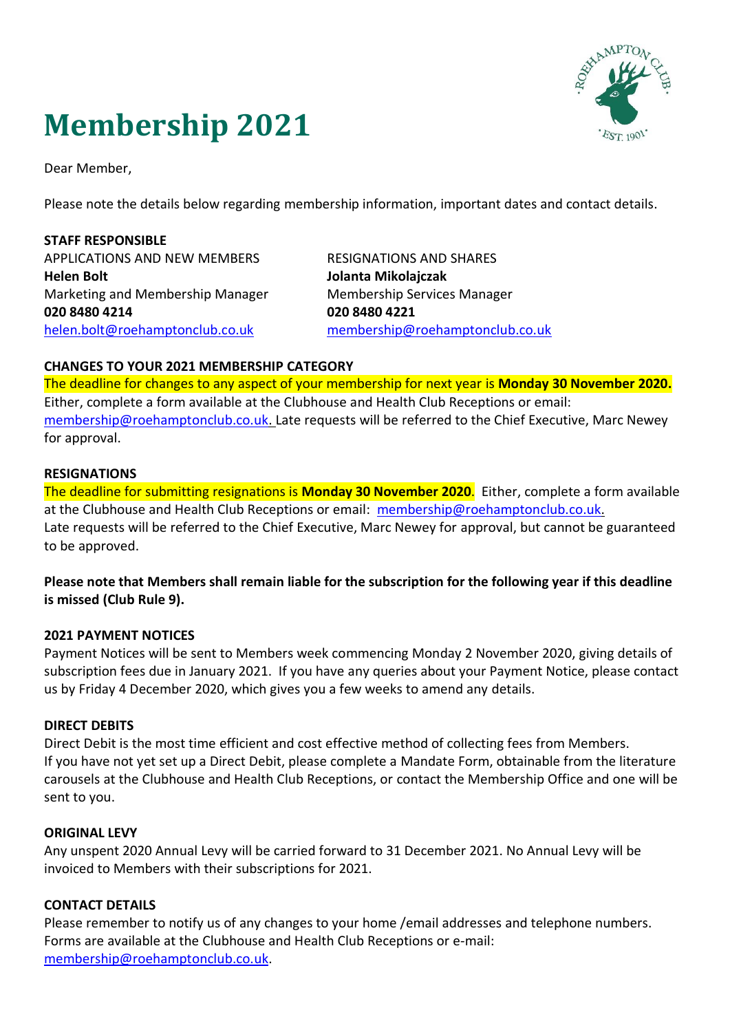# Membership 2021

Dear Member,

Please note the details below regarding membership information, important dates and contact details.

**STAFF RESPONSIBLE**

APPLICATIONS AND NEW MEMBERS
**Helen Bolt**
Marketing and Membership Manager
**020 8480 4214**
helen.bolt@roehamptonclub.co.uk

RESIGNATIONS AND SHARES
**Jolanta Mikolajczak**
Membership Services Manager
**020 8480 4221**
membership@roehamptonclub.co.uk

**CHANGES TO YOUR 2021 MEMBERSHIP CATEGORY**

The deadline for changes to any aspect of your membership for next year is **Monday 30 November 2020.** Either, complete a form available at the Clubhouse and Health Club Receptions or email: membership@roehamptonclub.co.uk. Late requests will be referred to the Chief Executive, Marc Newey for approval.

**RESIGNATIONS**

The deadline for submitting resignations is **Monday 30 November 2020**. Either, complete a form available at the Clubhouse and Health Club Receptions or email: membership@roehamptonclub.co.uk.
Late requests will be referred to the Chief Executive, Marc Newey for approval, but cannot be guaranteed to be approved.

**Please note that Members shall remain liable for the subscription for the following year if this deadline is missed (Club Rule 9).**

**2021 PAYMENT NOTICES**

Payment Notices will be sent to Members week commencing Monday 2 November 2020, giving details of subscription fees due in January 2021. If you have any queries about your Payment Notice, please contact us by Friday 4 December 2020, which gives you a few weeks to amend any details.

**DIRECT DEBITS**

Direct Debit is the most time efficient and cost effective method of collecting fees from Members.
If you have not yet set up a Direct Debit, please complete a Mandate Form, obtainable from the literature carousels at the Clubhouse and Health Club Receptions, or contact the Membership Office and one will be sent to you.

**ORIGINAL LEVY**

Any unspent 2020 Annual Levy will be carried forward to 31 December 2021. No Annual Levy will be invoiced to Members with their subscriptions for 2021.

**CONTACT DETAILS**

Please remember to notify us of any changes to your home /email addresses and telephone numbers. Forms are available at the Clubhouse and Health Club Receptions or e-mail: membership@roehamptonclub.co.uk.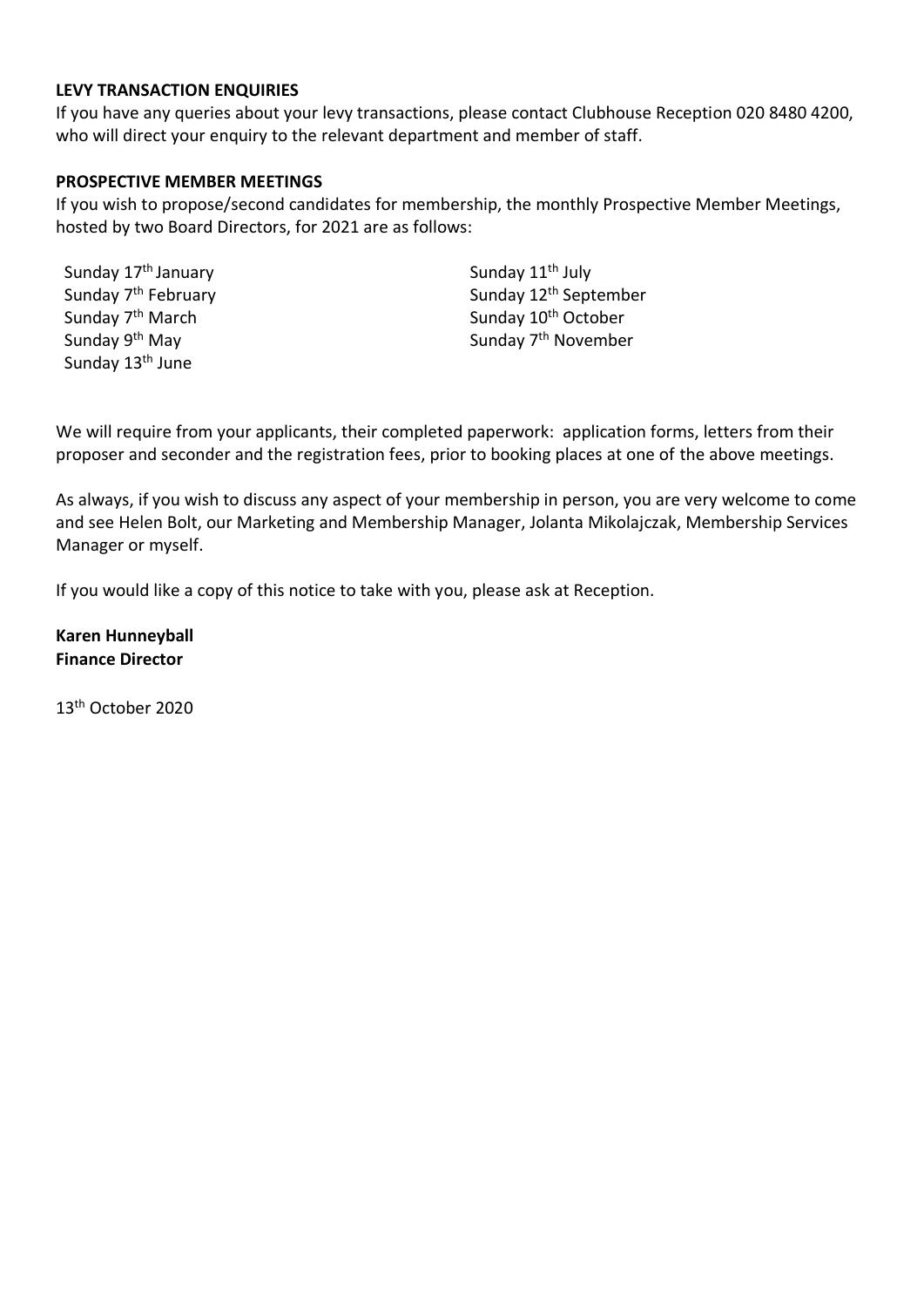**LEVY TRANSACTION ENQUIRIES**

If you have any queries about your levy transactions, please contact Clubhouse Reception 020 8480 4200, who will direct your enquiry to the relevant department and member of staff.

**PROSPECTIVE MEMBER MEETINGS**

If you wish to propose/second candidates for membership, the monthly Prospective Member Meetings, hosted by two Board Directors, for 2021 are as follows:

Sunday 17th January
Sunday 7th February
Sunday 7th March
Sunday 9th May
Sunday 13th June
Sunday 11th July
Sunday 12th September
Sunday 10th October
Sunday 7th November

We will require from your applicants, their completed paperwork: application forms, letters from their proposer and seconder and the registration fees, prior to booking places at one of the above meetings.

As always, if you wish to discuss any aspect of your membership in person, you are very welcome to come and see Helen Bolt, our Marketing and Membership Manager, Jolanta Mikolajczak, Membership Services Manager or myself.

If you would like a copy of this notice to take with you, please ask at Reception.

**Karen Hunneyball**
**Finance Director**

13th October 2020